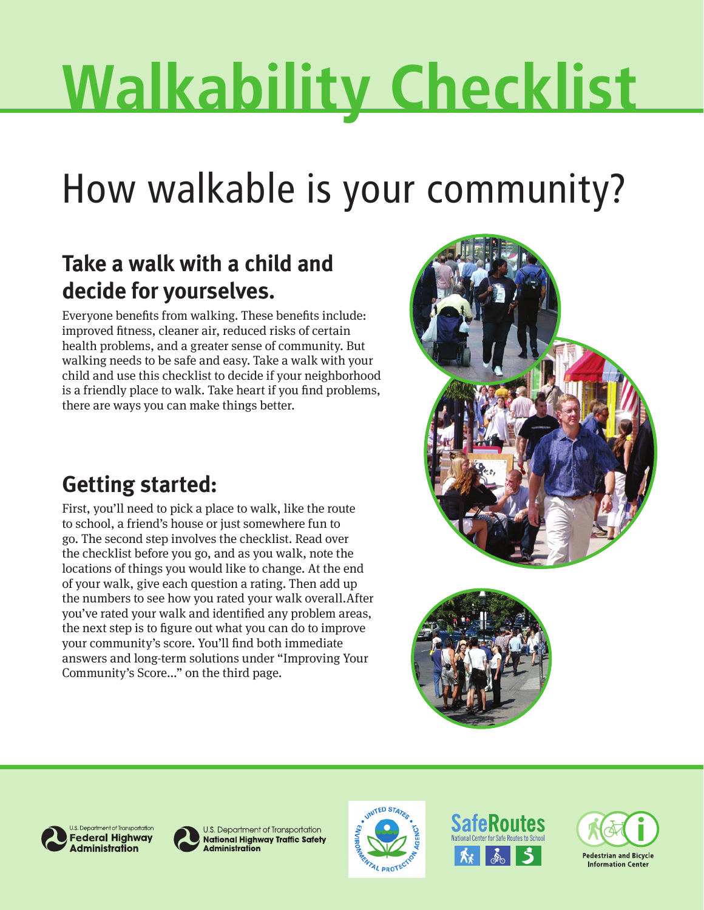# Walkability Checklist

## How walkable is your community?

### Take a walk with a child and decide for yourselves.

Everyone benefits from walking. These benefits include: improved fitness, cleaner air, reduced risks of certain health problems, and a greater sense of community. But walking needs to be safe and easy. Take a walk with your child and use this checklist to decide if your neighborhood is a friendly place to walk. Take heart if you find problems, there are ways you can make things better.

### Getting started:

First, you'll need to pick a place to walk, like the route to school, a friend's house or just somewhere fun to go. The second step involves the checklist. Read over the checklist before you go, and as you walk, note the locations of things you would like to change. At the end of your walk, give each question a rating. Then add up the numbers to see how you rated your walk overall. After you've rated your walk and identified any problem areas, the next step is to figure out what you can do to improve your community's score. You'll find both immediate answers and long-term solutions under "Improving Your Community's Score..." on the third page.

U.S. Department of Transportation **Federal Highway Administration**

U.S. Department of Transportation **National Highway Traffic Safety Administration**

United States Environmental Protection Agency

SafeRoutes National Center for Safe Routes to School

Pedestrian and Bicycle Information Center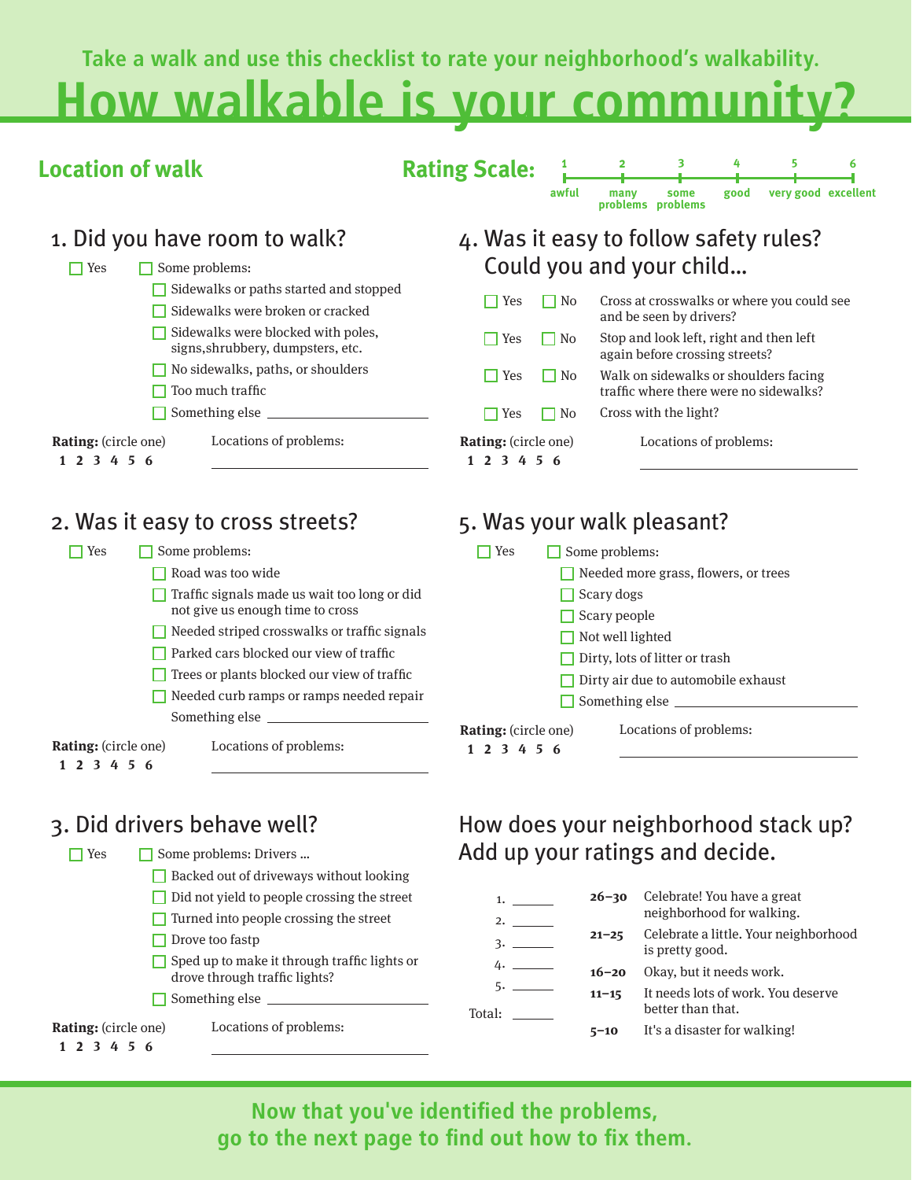Take a walk and use this checklist to rate your neighborhood's walkability.

# How walkable is your community?

**Location of walk**

**Rating Scale:**

| 1 | 2 | 3 | 4 | 5 | 6 |
|---|---|---|---|---|---|
| awful | many problems | some problems | good | very good | excellent |

## 1. Did you have room to walk?

- ☐ Yes
- ☐ Some problems:
  - ☐ Sidewalks or paths started and stopped
  - ☐ Sidewalks were broken or cracked
  - ☐ Sidewalks were blocked with poles, signs,shrubbery, dumpsters, etc.
  - ☐ No sidewalks, paths, or shoulders
  - ☐ Too much traffic
  - ☐ Something else ______________

**Rating:** (circle one) **1 2 3 4 5 6**

Locations of problems: ______________

## 2. Was it easy to cross streets?

- ☐ Yes
- ☐ Some problems:
  - ☐ Road was too wide
  - ☐ Traffic signals made us wait too long or did not give us enough time to cross
  - ☐ Needed striped crosswalks or traffic signals
  - ☐ Parked cars blocked our view of traffic
  - ☐ Trees or plants blocked our view of traffic
  - ☐ Needed curb ramps or ramps needed repair
  - Something else ______________

**Rating:** (circle one) **1 2 3 4 5 6**

Locations of problems: ______________

## 3. Did drivers behave well?

- ☐ Yes
- ☐ Some problems: Drivers ...
  - ☐ Backed out of driveways without looking
  - ☐ Did not yield to people crossing the street
  - ☐ Turned into people crossing the street
  - ☐ Drove too fastp
  - ☐ Sped up to make it through traffic lights or drove through traffic lights?
  - ☐ Something else ______________

**Rating:** (circle one) **1 2 3 4 5 6**

Locations of problems: ______________

## 4. Was it easy to follow safety rules? Could you and your child...

- ☐ Yes ☐ No Cross at crosswalks or where you could see and be seen by drivers?
- ☐ Yes ☐ No Stop and look left, right and then left again before crossing streets?
- ☐ Yes ☐ No Walk on sidewalks or shoulders facing traffic where there were no sidewalks?
- ☐ Yes ☐ No Cross with the light?

**Rating:** (circle one) **1 2 3 4 5 6**

Locations of problems: ______________

## 5. Was your walk pleasant?

- ☐ Yes
- ☐ Some problems:
  - ☐ Needed more grass, flowers, or trees
  - ☐ Scary dogs
  - ☐ Scary people
  - ☐ Not well lighted
  - ☐ Dirty, lots of litter or trash
  - ☐ Dirty air due to automobile exhaust
  - ☐ Something else ______________

**Rating:** (circle one) **1 2 3 4 5 6**

Locations of problems: ______________

## How does your neighborhood stack up? Add up your ratings and decide.

1. ______
2. ______
3. ______
4. ______
5. ______

Total: ______

| | |
|---|---|
| **26–30** | Celebrate! You have a great neighborhood for walking. |
| **21–25** | Celebrate a little. Your neighborhood is pretty good. |
| **16–20** | Okay, but it needs work. |
| **11–15** | It needs lots of work. You deserve better than that. |
| **5–10** | It's a disaster for walking! |

**Now that you've identified the problems, go to the next page to find out how to fix them.**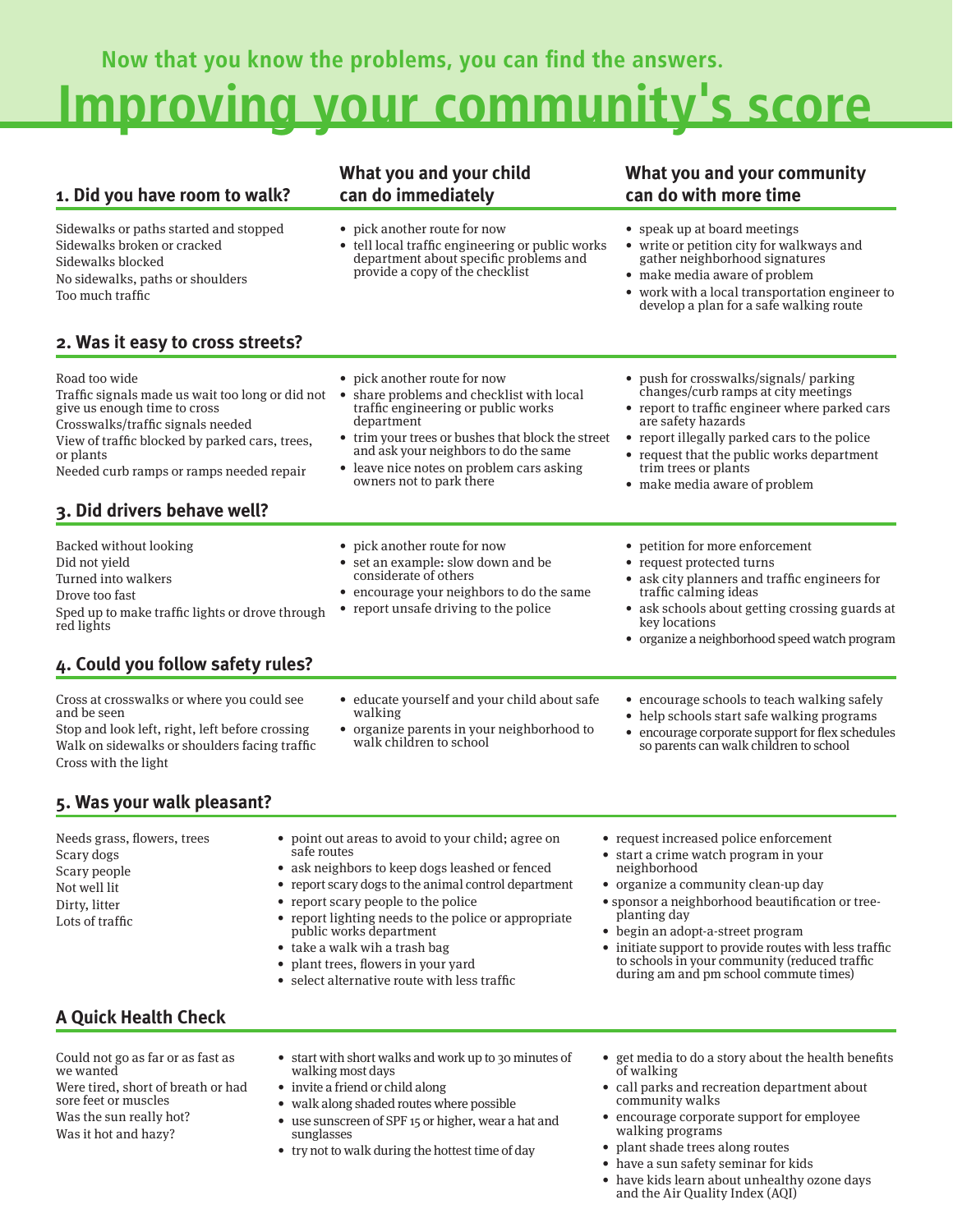## Now that you know the problems, you can find the answers.

# Improving your community's score

| 1. Did you have room to walk? | What you and your child can do immediately | What you and your community can do with more time |
| --- | --- | --- |
| Sidewalks or paths started and stopped<br>Sidewalks broken or cracked<br>Sidewalks blocked<br>No sidewalks, paths or shoulders<br>Too much traffic | • pick another route for now<br>• tell local traffic engineering or public works department about specific problems and provide a copy of the checklist | • speak up at board meetings<br>• write or petition city for walkways and gather neighborhood signatures<br>• make media aware of problem<br>• work with a local transportation engineer to develop a plan for a safe walking route |

| 2. Was it easy to cross streets? | | |
| --- | --- | --- |
| Road too wide<br>Traffic signals made us wait too long or did not give us enough time to cross<br>Crosswalks/traffic signals needed<br>View of traffic blocked by parked cars, trees, or plants<br>Needed curb ramps or ramps needed repair | • pick another route for now<br>• share problems and checklist with local traffic engineering or public works department<br>• trim your trees or bushes that block the street and ask your neighbors to do the same<br>• leave nice notes on problem cars asking owners not to park there | • push for crosswalks/signals/ parking changes/curb ramps at city meetings<br>• report to traffic engineer where parked cars are safety hazards<br>• report illegally parked cars to the police<br>• request that the public works department trim trees or plants<br>• make media aware of problem |

| 3. Did drivers behave well? | | |
| --- | --- | --- |
| Backed without looking<br>Did not yield<br>Turned into walkers<br>Drove too fast<br>Sped up to make traffic lights or drove through red lights | • pick another route for now<br>• set an example: slow down and be considerate of others<br>• encourage your neighbors to do the same<br>• report unsafe driving to the police | • petition for more enforcement<br>• request protected turns<br>• ask city planners and traffic engineers for traffic calming ideas<br>• ask schools about getting crossing guards at key locations<br>• organize a neighborhood speed watch program |

| 4. Could you follow safety rules? | | |
| --- | --- | --- |
| Cross at crosswalks or where you could see and be seen<br>Stop and look left, right, left before crossing<br>Walk on sidewalks or shoulders facing traffic<br>Cross with the light | • educate yourself and your child about safe walking<br>• organize parents in your neighborhood to walk children to school | • encourage schools to teach walking safely<br>• help schools start safe walking programs<br>• encourage corporate support for flex schedules so parents can walk children to school |

| 5. Was your walk pleasant? | | |
| --- | --- | --- |
| Needs grass, flowers, trees<br>Scary dogs<br>Scary people<br>Not well lit<br>Dirty, litter<br>Lots of traffic | • point out areas to avoid to your child; agree on safe routes<br>• ask neighbors to keep dogs leashed or fenced<br>• report scary dogs to the animal control department<br>• report scary people to the police<br>• report lighting needs to the police or appropriate public works department<br>• take a walk wih a trash bag<br>• plant trees, flowers in your yard<br>• select alternative route with less traffic | • request increased police enforcement<br>• start a crime watch program in your neighborhood<br>• organize a community clean-up day<br>• sponsor a neighborhood beautification or tree-planting day<br>• begin an adopt-a-street program<br>• initiate support to provide routes with less traffic to schools in your community (reduced traffic during am and pm school commute times) |

| A Quick Health Check | | |
| --- | --- | --- |
| Could not go as far or as fast as we wanted<br>Were tired, short of breath or had sore feet or muscles<br>Was the sun really hot?<br>Was it hot and hazy? | • start with short walks and work up to 30 minutes of walking most days<br>• invite a friend or child along<br>• walk along shaded routes where possible<br>• use sunscreen of SPF 15 or higher, wear a hat and sunglasses<br>• try not to walk during the hottest time of day | • get media to do a story about the health benefits of walking<br>• call parks and recreation department about community walks<br>• encourage corporate support for employee walking programs<br>• plant shade trees along routes<br>• have a sun safety seminar for kids<br>• have kids learn about unhealthy ozone days and the Air Quality Index (AQI) |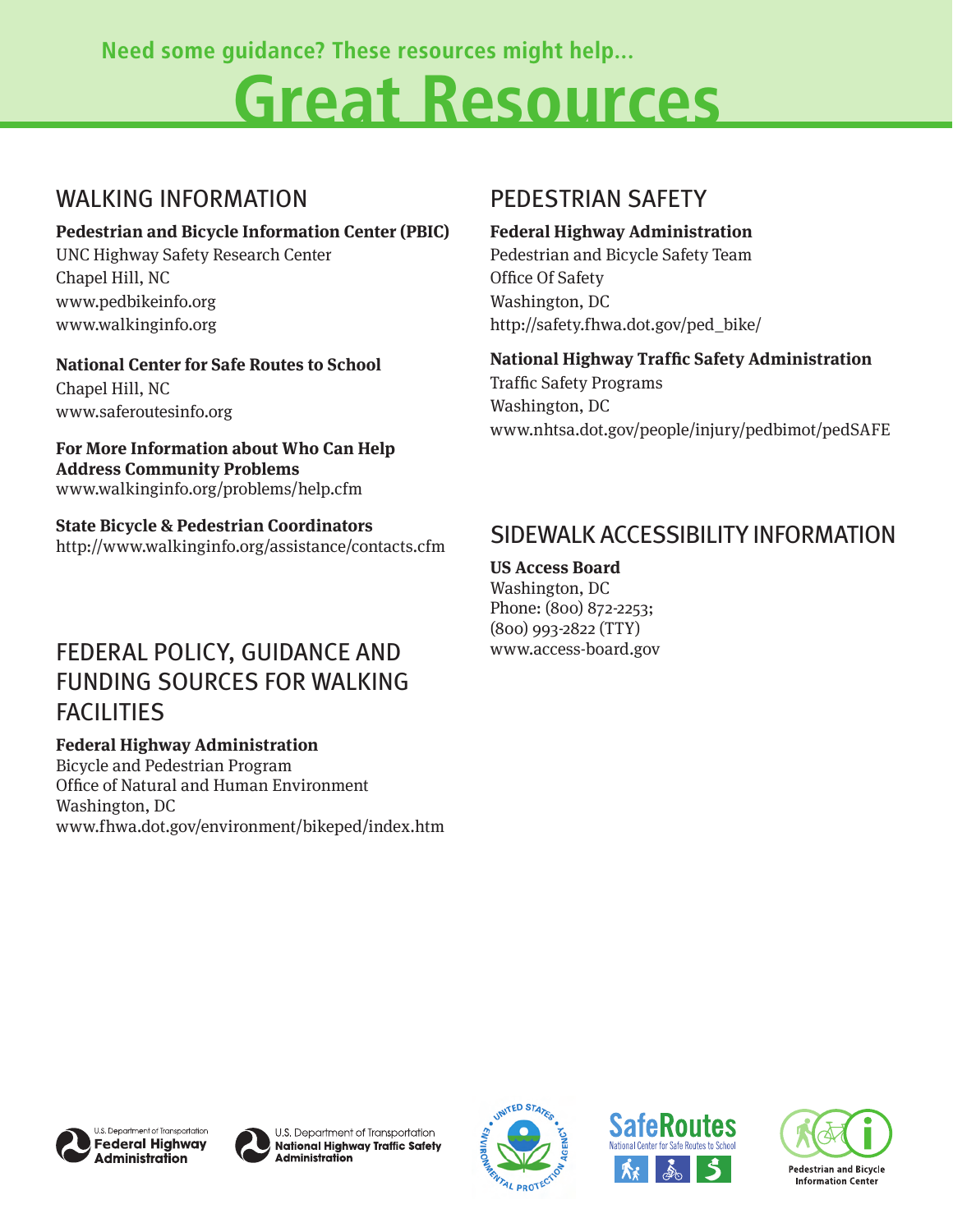Need some guidance? These resources might help...

# Great Resources

## WALKING INFORMATION

**Pedestrian and Bicycle Information Center (PBIC)**
UNC Highway Safety Research Center
Chapel Hill, NC
www.pedbikeinfo.org
www.walkinginfo.org

**National Center for Safe Routes to School**
Chapel Hill, NC
www.saferoutesinfo.org

**For More Information about Who Can Help Address Community Problems**
www.walkinginfo.org/problems/help.cfm

**State Bicycle & Pedestrian Coordinators**
http://www.walkinginfo.org/assistance/contacts.cfm

## FEDERAL POLICY, GUIDANCE AND FUNDING SOURCES FOR WALKING FACILITIES

**Federal Highway Administration**
Bicycle and Pedestrian Program
Office of Natural and Human Environment
Washington, DC
www.fhwa.dot.gov/environment/bikeped/index.htm

## PEDESTRIAN SAFETY

**Federal Highway Administration**
Pedestrian and Bicycle Safety Team
Office Of Safety
Washington, DC
http://safety.fhwa.dot.gov/ped_bike/

**National Highway Traffic Safety Administration**
Traffic Safety Programs
Washington, DC
www.nhtsa.dot.gov/people/injury/pedbimot/pedSAFE

## SIDEWALK ACCESSIBILITY INFORMATION

**US Access Board**
Washington, DC
Phone: (800) 872-2253;
(800) 993-2822 (TTY)
www.access-board.gov

U.S. Department of Transportation Federal Highway Administration

U.S. Department of Transportation National Highway Traffic Safety Administration

United States Environmental Protection Agency

SafeRoutes National Center for Safe Routes to School

Pedestrian and Bicycle Information Center